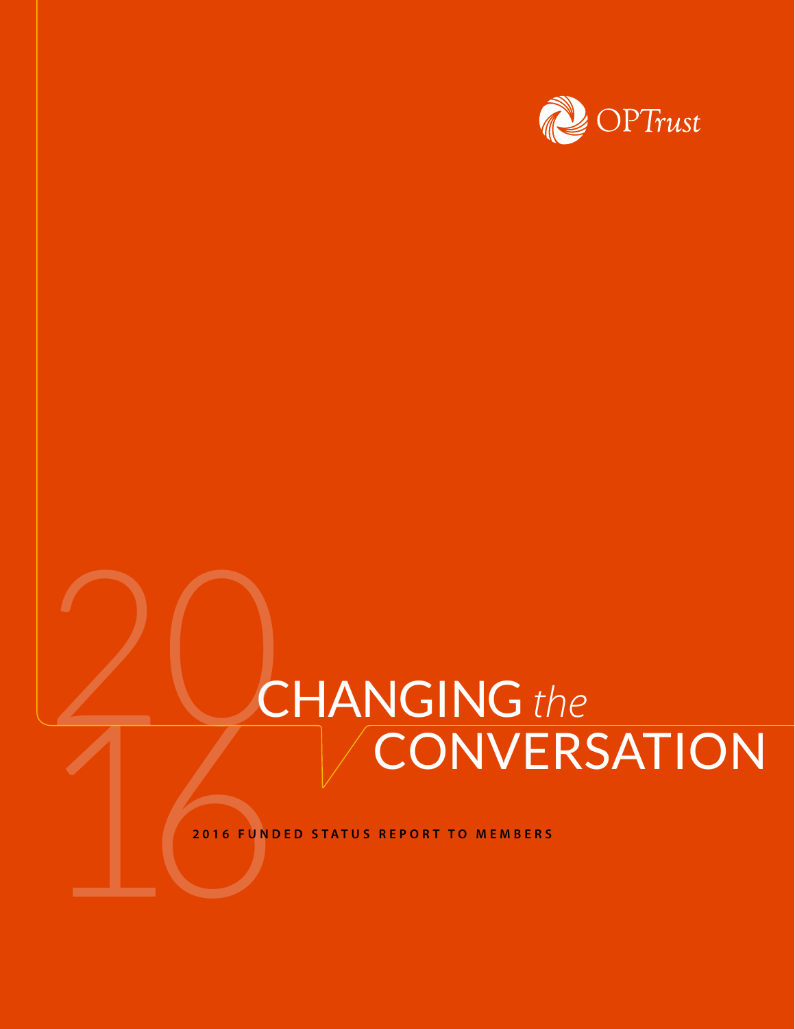OPTrust

2016

# CHANGING *the* CONVERSATION

**2016 FUNDED STATUS REPORT TO MEMBERS**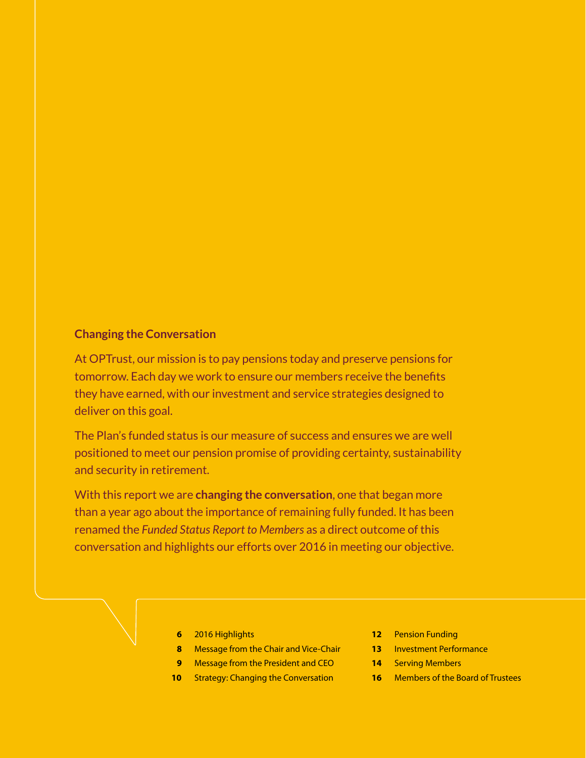## Changing the Conversation

At OPTrust, our mission is to pay pensions today and preserve pensions for tomorrow. Each day we work to ensure our members receive the benefits they have earned, with our investment and service strategies designed to deliver on this goal.

The Plan's funded status is our measure of success and ensures we are well positioned to meet our pension promise of providing certainty, sustainability and security in retirement.

With this report we are **changing the conversation**, one that began more than a year ago about the importance of remaining fully funded. It has been renamed the *Funded Status Report to Members* as a direct outcome of this conversation and highlights our efforts over 2016 in meeting our objective.

- **6** 2016 Highlights
- **8** Message from the Chair and Vice-Chair
- **9** Message from the President and CEO
- **10** Strategy: Changing the Conversation
- **12** Pension Funding
- **13** Investment Performance
- **14** Serving Members
- **16** Members of the Board of Trustees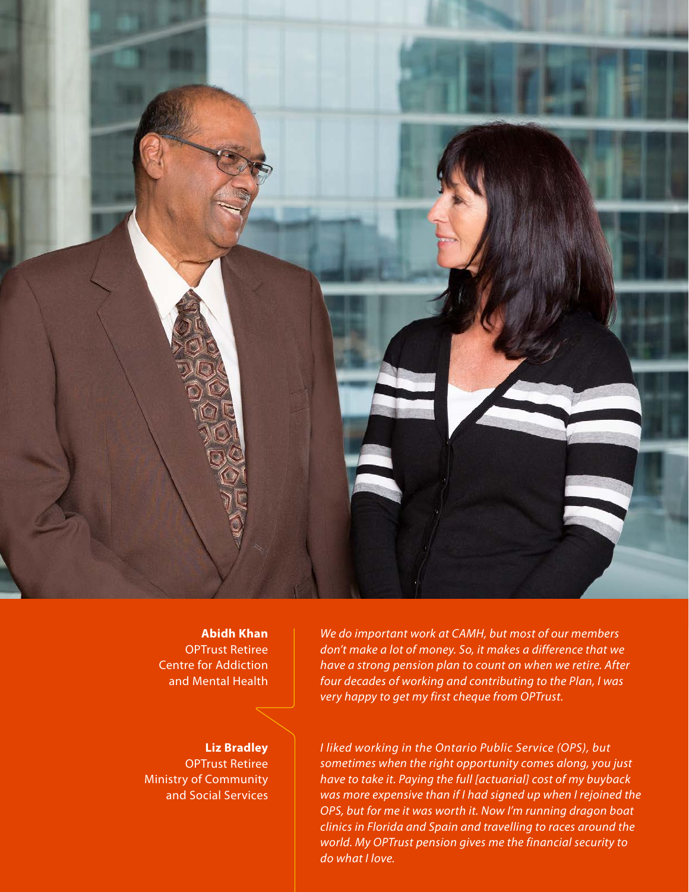**Abidh Khan**
OPTrust Retiree
Centre for Addiction and Mental Health

*We do important work at CAMH, but most of our members don't make a lot of money. So, it makes a difference that we have a strong pension plan to count on when we retire. After four decades of working and contributing to the Plan, I was very happy to get my first cheque from OPTrust.*

**Liz Bradley**
OPTrust Retiree
Ministry of Community and Social Services

*I liked working in the Ontario Public Service (OPS), but sometimes when the right opportunity comes along, you just have to take it. Paying the full [actuarial] cost of my buyback was more expensive than if I had signed up when I rejoined the OPS, but for me it was worth it. Now I'm running dragon boat clinics in Florida and Spain and travelling to races around the world. My OPTrust pension gives me the financial security to do what I love.*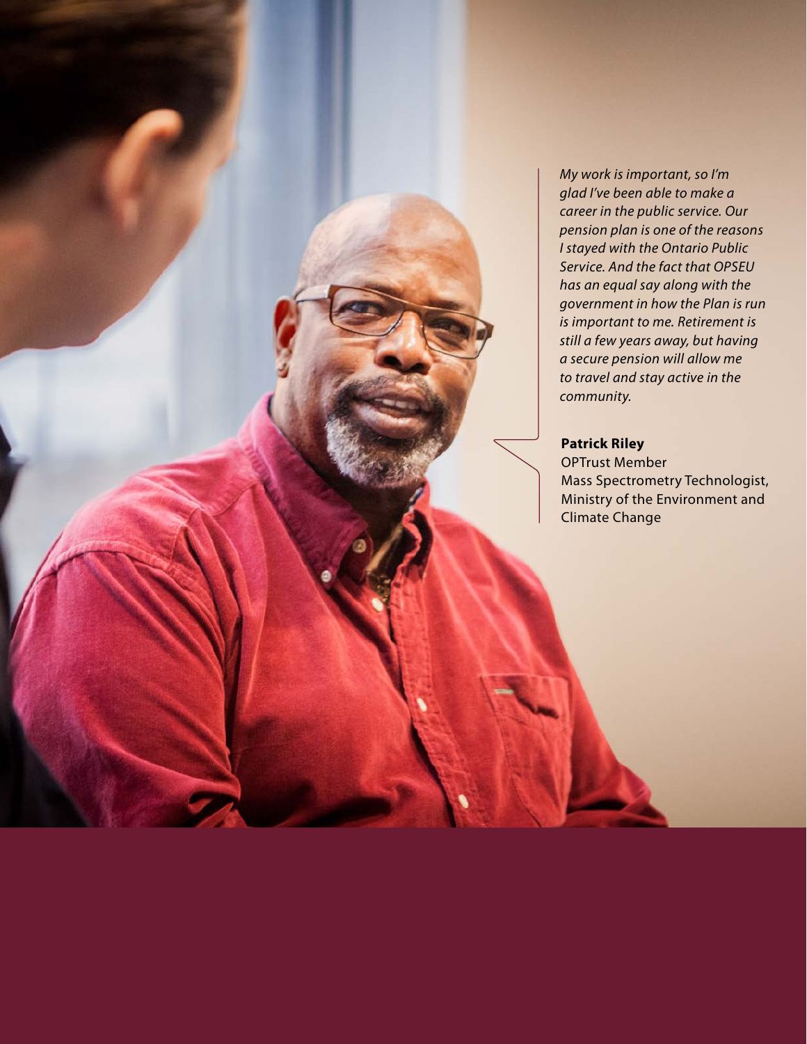*My work is important, so I'm glad I've been able to make a career in the public service. Our pension plan is one of the reasons I stayed with the Ontario Public Service. And the fact that OPSEU has an equal say along with the government in how the Plan is run is important to me. Retirement is still a few years away, but having a secure pension will allow me to travel and stay active in the community.*

**Patrick Riley**
OPTrust Member
Mass Spectrometry Technologist, Ministry of the Environment and Climate Change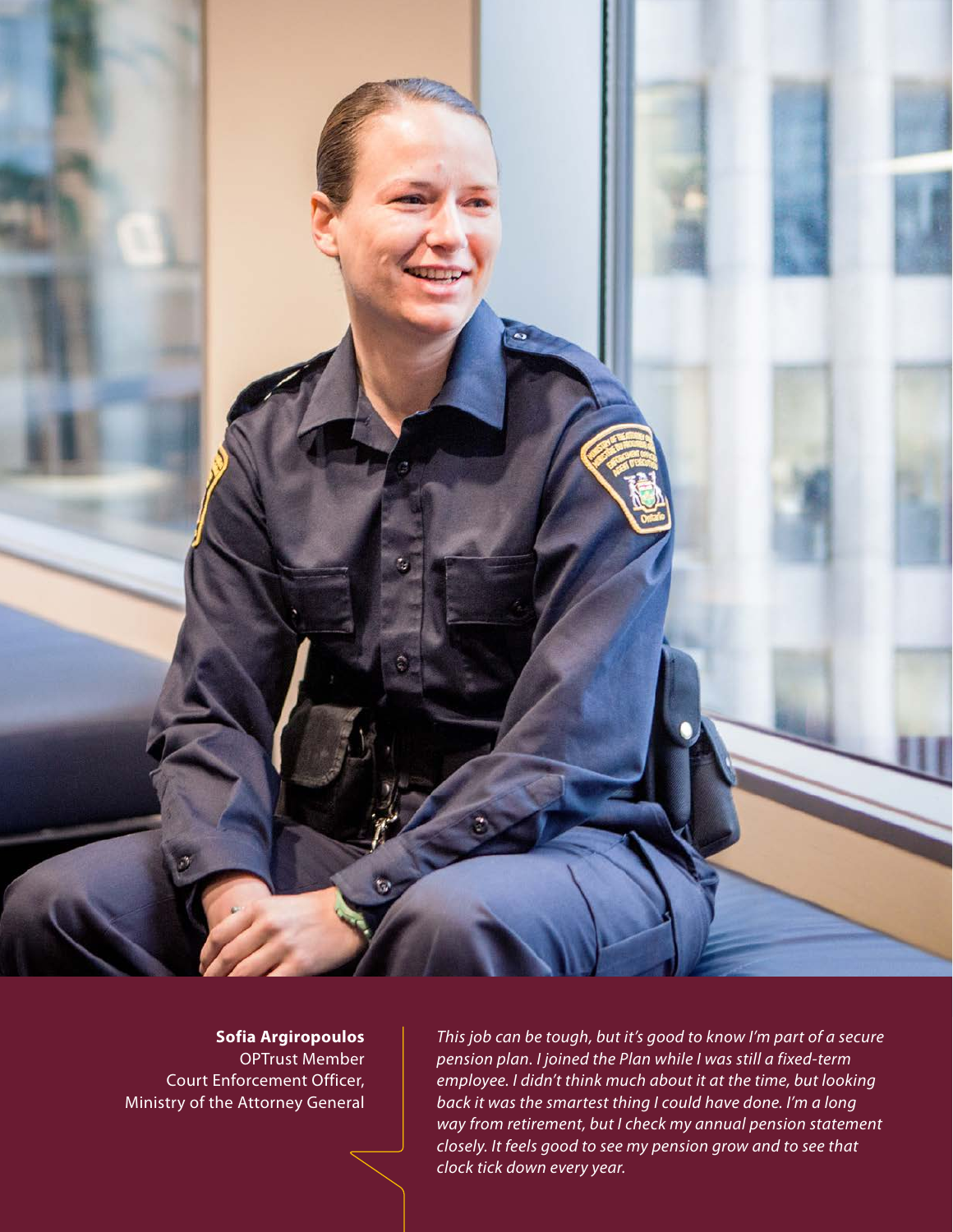**Sofia Argiropoulos**
OPTrust Member
Court Enforcement Officer,
Ministry of the Attorney General

*This job can be tough, but it's good to know I'm part of a secure pension plan. I joined the Plan while I was still a fixed-term employee. I didn't think much about it at the time, but looking back it was the smartest thing I could have done. I'm a long way from retirement, but I check my annual pension statement closely. It feels good to see my pension grow and to see that clock tick down every year.*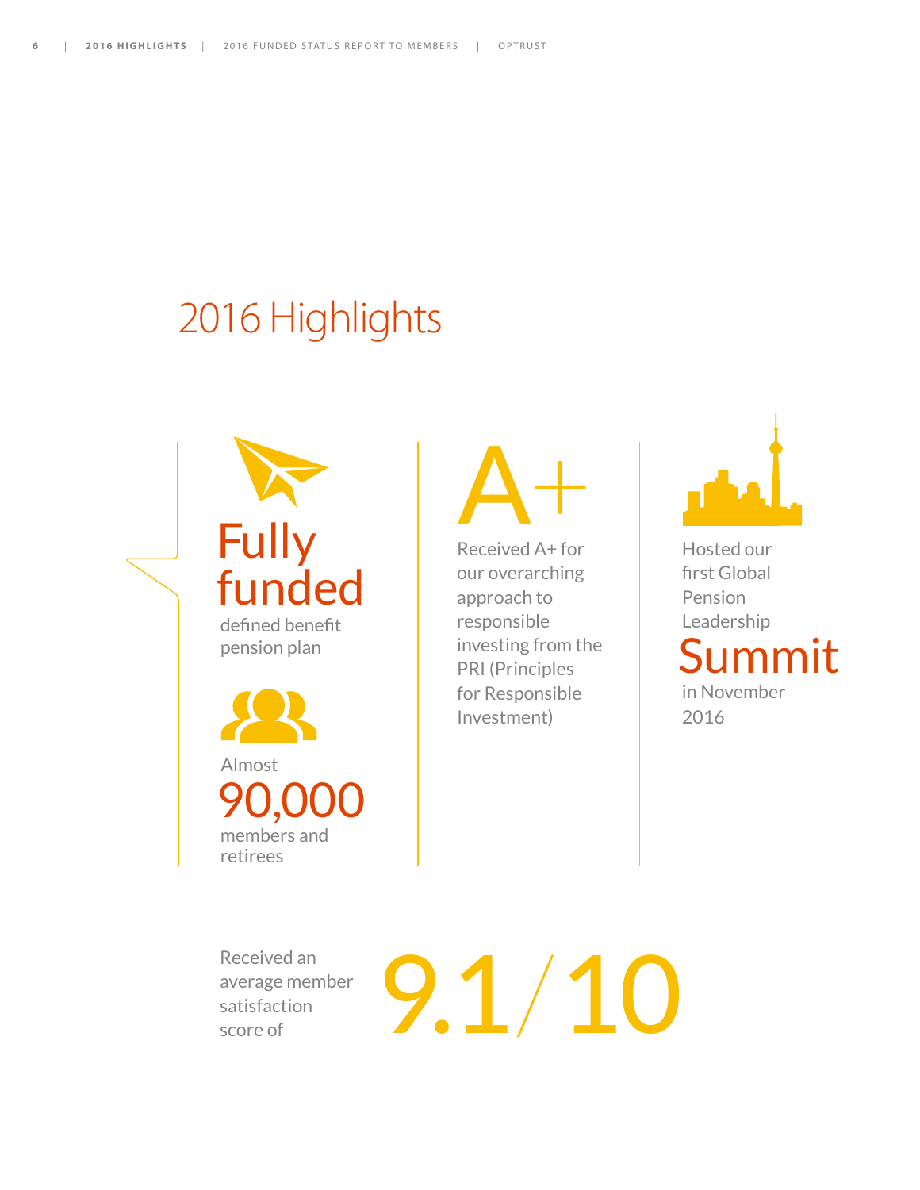# 2016 Highlights

**Fully funded** defined benefit pension plan

Almost **90,000** members and retirees

**A+**

Received A+ for our overarching approach to responsible investing from the PRI (Principles for Responsible Investment)

Hosted our first Global Pension Leadership **Summit** in November 2016

Received an average member satisfaction score of **9.1/10**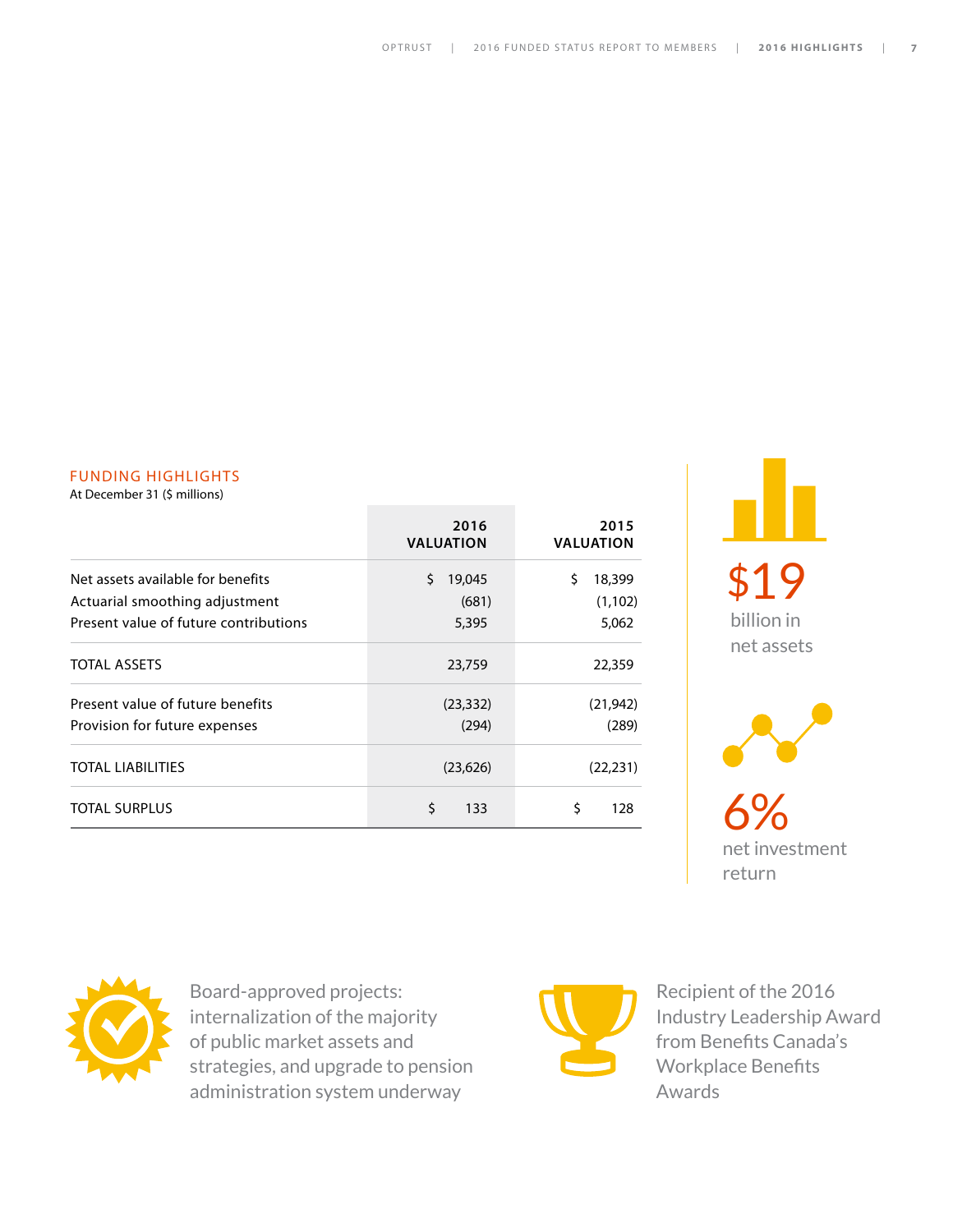## FUNDING HIGHLIGHTS

At December 31 ($ millions)

| | 2016 VALUATION | 2015 VALUATION |
|---|---|---|
| Net assets available for benefits | $ 19,045 | $ 18,399 |
| Actuarial smoothing adjustment | (681) | (1,102) |
| Present value of future contributions | 5,395 | 5,062 |
| TOTAL ASSETS | 23,759 | 22,359 |
| Present value of future benefits | (23,332) | (21,942) |
| Provision for future expenses | (294) | (289) |
| TOTAL LIABILITIES | (23,626) | (22,231) |
| TOTAL SURPLUS | $ 133 | $ 128 |

**$19** billion in net assets

**6%** net investment return

Board-approved projects: internalization of the majority of public market assets and strategies, and upgrade to pension administration system underway

Recipient of the 2016 Industry Leadership Award from Benefits Canada's Workplace Benefits Awards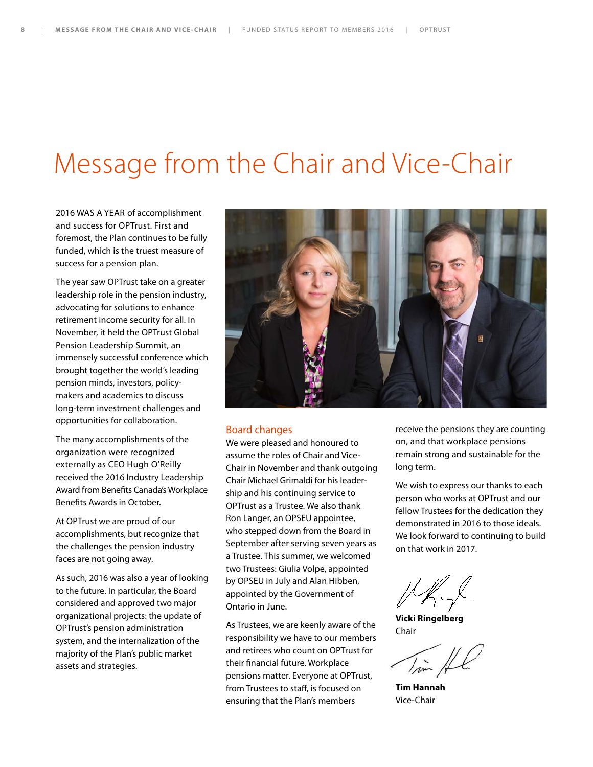# Message from the Chair and Vice-Chair

2016 WAS A YEAR of accomplishment and success for OPTrust. First and foremost, the Plan continues to be fully funded, which is the truest measure of success for a pension plan.

The year saw OPTrust take on a greater leadership role in the pension industry, advocating for solutions to enhance retirement income security for all. In November, it held the OPTrust Global Pension Leadership Summit, an immensely successful conference which brought together the world's leading pension minds, investors, policy-makers and academics to discuss long-term investment challenges and opportunities for collaboration.

The many accomplishments of the organization were recognized externally as CEO Hugh O'Reilly received the 2016 Industry Leadership Award from Benefits Canada's Workplace Benefits Awards in October.

At OPTrust we are proud of our accomplishments, but recognize that the challenges the pension industry faces are not going away.

As such, 2016 was also a year of looking to the future. In particular, the Board considered and approved two major organizational projects: the update of OPTrust's pension administration system, and the internalization of the majority of the Plan's public market assets and strategies.

## Board changes

We were pleased and honoured to assume the roles of Chair and Vice-Chair in November and thank outgoing Chair Michael Grimaldi for his leadership and his continuing service to OPTrust as a Trustee. We also thank Ron Langer, an OPSEU appointee, who stepped down from the Board in September after serving seven years as a Trustee. This summer, we welcomed two Trustees: Giulia Volpe, appointed by OPSEU in July and Alan Hibben, appointed by the Government of Ontario in June.

As Trustees, we are keenly aware of the responsibility we have to our members and retirees who count on OPTrust for their financial future. Workplace pensions matter. Everyone at OPTrust, from Trustees to staff, is focused on ensuring that the Plan's members receive the pensions they are counting on, and that workplace pensions remain strong and sustainable for the long term.

We wish to express our thanks to each person who works at OPTrust and our fellow Trustees for the dedication they demonstrated in 2016 to those ideals. We look forward to continuing to build on that work in 2017.

**Vicki Ringelberg**
Chair

**Tim Hannah**
Vice-Chair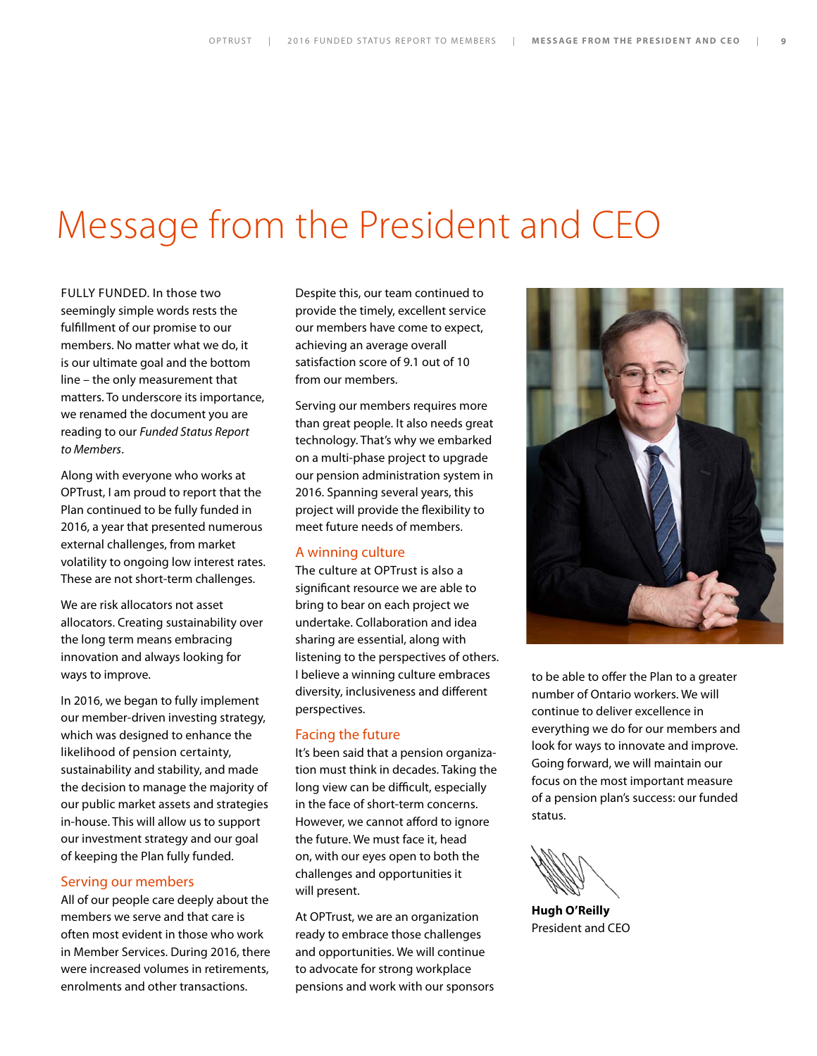# Message from the President and CEO

FULLY FUNDED. In those two seemingly simple words rests the fulfillment of our promise to our members. No matter what we do, it is our ultimate goal and the bottom line – the only measurement that matters. To underscore its importance, we renamed the document you are reading to our *Funded Status Report to Members*.

Along with everyone who works at OPTrust, I am proud to report that the Plan continued to be fully funded in 2016, a year that presented numerous external challenges, from market volatility to ongoing low interest rates. These are not short-term challenges.

We are risk allocators not asset allocators. Creating sustainability over the long term means embracing innovation and always looking for ways to improve.

In 2016, we began to fully implement our member-driven investing strategy, which was designed to enhance the likelihood of pension certainty, sustainability and stability, and made the decision to manage the majority of our public market assets and strategies in-house. This will allow us to support our investment strategy and our goal of keeping the Plan fully funded.

## Serving our members

All of our people care deeply about the members we serve and that care is often most evident in those who work in Member Services. During 2016, there were increased volumes in retirements, enrolments and other transactions. Despite this, our team continued to provide the timely, excellent service our members have come to expect, achieving an average overall satisfaction score of 9.1 out of 10 from our members.

Serving our members requires more than great people. It also needs great technology. That's why we embarked on a multi-phase project to upgrade our pension administration system in 2016. Spanning several years, this project will provide the flexibility to meet future needs of members.

## A winning culture

The culture at OPTrust is also a significant resource we are able to bring to bear on each project we undertake. Collaboration and idea sharing are essential, along with listening to the perspectives of others. I believe a winning culture embraces diversity, inclusiveness and different perspectives.

## Facing the future

It's been said that a pension organization must think in decades. Taking the long view can be difficult, especially in the face of short-term concerns. However, we cannot afford to ignore the future. We must face it, head on, with our eyes open to both the challenges and opportunities it will present.

At OPTrust, we are an organization ready to embrace those challenges and opportunities. We will continue to advocate for strong workplace pensions and work with our sponsors to be able to offer the Plan to a greater number of Ontario workers. We will continue to deliver excellence in everything we do for our members and look for ways to innovate and improve. Going forward, we will maintain our focus on the most important measure of a pension plan's success: our funded status.

**Hugh O'Reilly**
President and CEO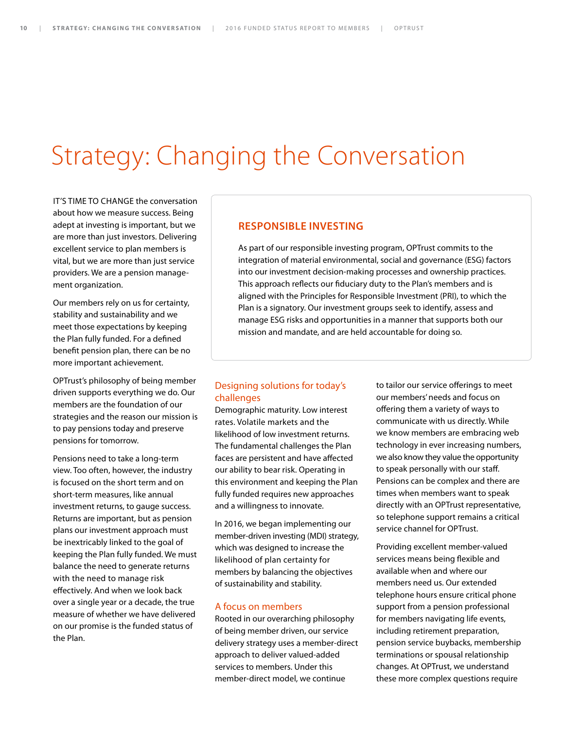# Strategy: Changing the Conversation

IT'S TIME TO CHANGE the conversation about how we measure success. Being adept at investing is important, but we are more than just investors. Delivering excellent service to plan members is vital, but we are more than just service providers. We are a pension management organization.

Our members rely on us for certainty, stability and sustainability and we meet those expectations by keeping the Plan fully funded. For a defined benefit pension plan, there can be no more important achievement.

OPTrust's philosophy of being member driven supports everything we do. Our members are the foundation of our strategies and the reason our mission is to pay pensions today and preserve pensions for tomorrow.

Pensions need to take a long-term view. Too often, however, the industry is focused on the short term and on short-term measures, like annual investment returns, to gauge success. Returns are important, but as pension plans our investment approach must be inextricably linked to the goal of keeping the Plan fully funded. We must balance the need to generate returns with the need to manage risk effectively. And when we look back over a single year or a decade, the true measure of whether we have delivered on our promise is the funded status of the Plan.

## RESPONSIBLE INVESTING

As part of our responsible investing program, OPTrust commits to the integration of material environmental, social and governance (ESG) factors into our investment decision-making processes and ownership practices. This approach reflects our fiduciary duty to the Plan's members and is aligned with the Principles for Responsible Investment (PRI), to which the Plan is a signatory. Our investment groups seek to identify, assess and manage ESG risks and opportunities in a manner that supports both our mission and mandate, and are held accountable for doing so.

### Designing solutions for today's challenges

Demographic maturity. Low interest rates. Volatile markets and the likelihood of low investment returns. The fundamental challenges the Plan faces are persistent and have affected our ability to bear risk. Operating in this environment and keeping the Plan fully funded requires new approaches and a willingness to innovate.

In 2016, we began implementing our member-driven investing (MDI) strategy, which was designed to increase the likelihood of plan certainty for members by balancing the objectives of sustainability and stability.

### A focus on members

Rooted in our overarching philosophy of being member driven, our service delivery strategy uses a member-direct approach to deliver valued-added services to members. Under this member-direct model, we continue to tailor our service offerings to meet our members' needs and focus on offering them a variety of ways to communicate with us directly. While we know members are embracing web technology in ever increasing numbers, we also know they value the opportunity to speak personally with our staff. Pensions can be complex and there are times when members want to speak directly with an OPTrust representative, so telephone support remains a critical service channel for OPTrust.

Providing excellent member-valued services means being flexible and available when and where our members need us. Our extended telephone hours ensure critical phone support from a pension professional for members navigating life events, including retirement preparation, pension service buybacks, membership terminations or spousal relationship changes. At OPTrust, we understand these more complex questions require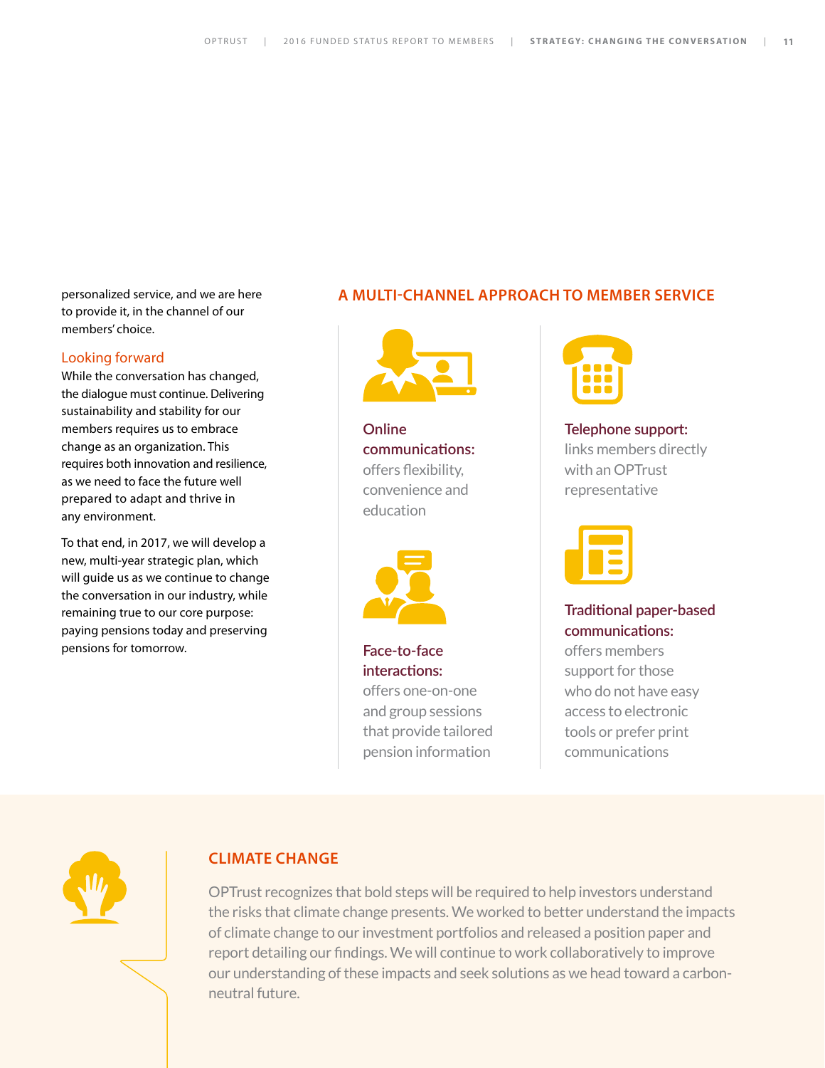personalized service, and we are here to provide it, in the channel of our members' choice.

### Looking forward

While the conversation has changed, the dialogue must continue. Delivering sustainability and stability for our members requires us to embrace change as an organization. This requires both innovation and resilience, as we need to face the future well prepared to adapt and thrive in any environment.

To that end, in 2017, we will develop a new, multi-year strategic plan, which will guide us as we continue to change the conversation in our industry, while remaining true to our core purpose: paying pensions today and preserving pensions for tomorrow.

## A MULTI-CHANNEL APPROACH TO MEMBER SERVICE

**Online communications:** offers flexibility, convenience and education

**Face-to-face interactions:** offers one-on-one and group sessions that provide tailored pension information

**Telephone support:** links members directly with an OPTrust representative

**Traditional paper-based communications:** offers members support for those who do not have easy access to electronic tools or prefer print communications

## CLIMATE CHANGE

OPTrust recognizes that bold steps will be required to help investors understand the risks that climate change presents. We worked to better understand the impacts of climate change to our investment portfolios and released a position paper and report detailing our findings. We will continue to work collaboratively to improve our understanding of these impacts and seek solutions as we head toward a carbon-neutral future.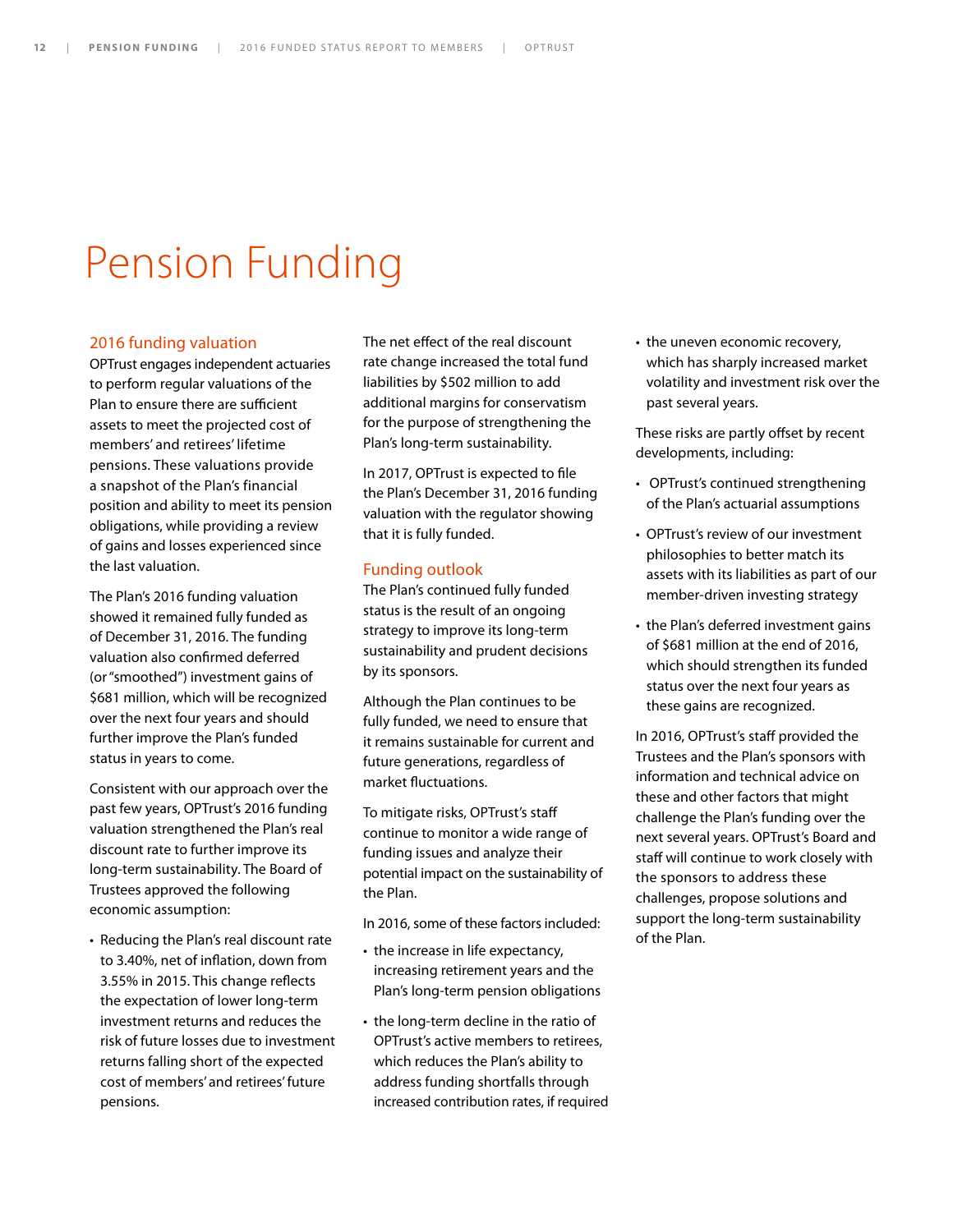# Pension Funding

## 2016 funding valuation

OPTrust engages independent actuaries to perform regular valuations of the Plan to ensure there are sufficient assets to meet the projected cost of members' and retirees' lifetime pensions. These valuations provide a snapshot of the Plan's financial position and ability to meet its pension obligations, while providing a review of gains and losses experienced since the last valuation.

The Plan's 2016 funding valuation showed it remained fully funded as of December 31, 2016. The funding valuation also confirmed deferred (or "smoothed") investment gains of $681 million, which will be recognized over the next four years and should further improve the Plan's funded status in years to come.

Consistent with our approach over the past few years, OPTrust's 2016 funding valuation strengthened the Plan's real discount rate to further improve its long-term sustainability. The Board of Trustees approved the following economic assumption:

- Reducing the Plan's real discount rate to 3.40%, net of inflation, down from 3.55% in 2015. This change reflects the expectation of lower long-term investment returns and reduces the risk of future losses due to investment returns falling short of the expected cost of members' and retirees' future pensions.

The net effect of the real discount rate change increased the total fund liabilities by $502 million to add additional margins for conservatism for the purpose of strengthening the Plan's long-term sustainability.

In 2017, OPTrust is expected to file the Plan's December 31, 2016 funding valuation with the regulator showing that it is fully funded.

## Funding outlook

The Plan's continued fully funded status is the result of an ongoing strategy to improve its long-term sustainability and prudent decisions by its sponsors.

Although the Plan continues to be fully funded, we need to ensure that it remains sustainable for current and future generations, regardless of market fluctuations.

To mitigate risks, OPTrust's staff continue to monitor a wide range of funding issues and analyze their potential impact on the sustainability of the Plan.

In 2016, some of these factors included:

- the increase in life expectancy, increasing retirement years and the Plan's long-term pension obligations
- the long-term decline in the ratio of OPTrust's active members to retirees, which reduces the Plan's ability to address funding shortfalls through increased contribution rates, if required
- the uneven economic recovery, which has sharply increased market volatility and investment risk over the past several years.

These risks are partly offset by recent developments, including:

- OPTrust's continued strengthening of the Plan's actuarial assumptions
- OPTrust's review of our investment philosophies to better match its assets with its liabilities as part of our member-driven investing strategy
- the Plan's deferred investment gains of $681 million at the end of 2016, which should strengthen its funded status over the next four years as these gains are recognized.

In 2016, OPTrust's staff provided the Trustees and the Plan's sponsors with information and technical advice on these and other factors that might challenge the Plan's funding over the next several years. OPTrust's Board and staff will continue to work closely with the sponsors to address these challenges, propose solutions and support the long-term sustainability of the Plan.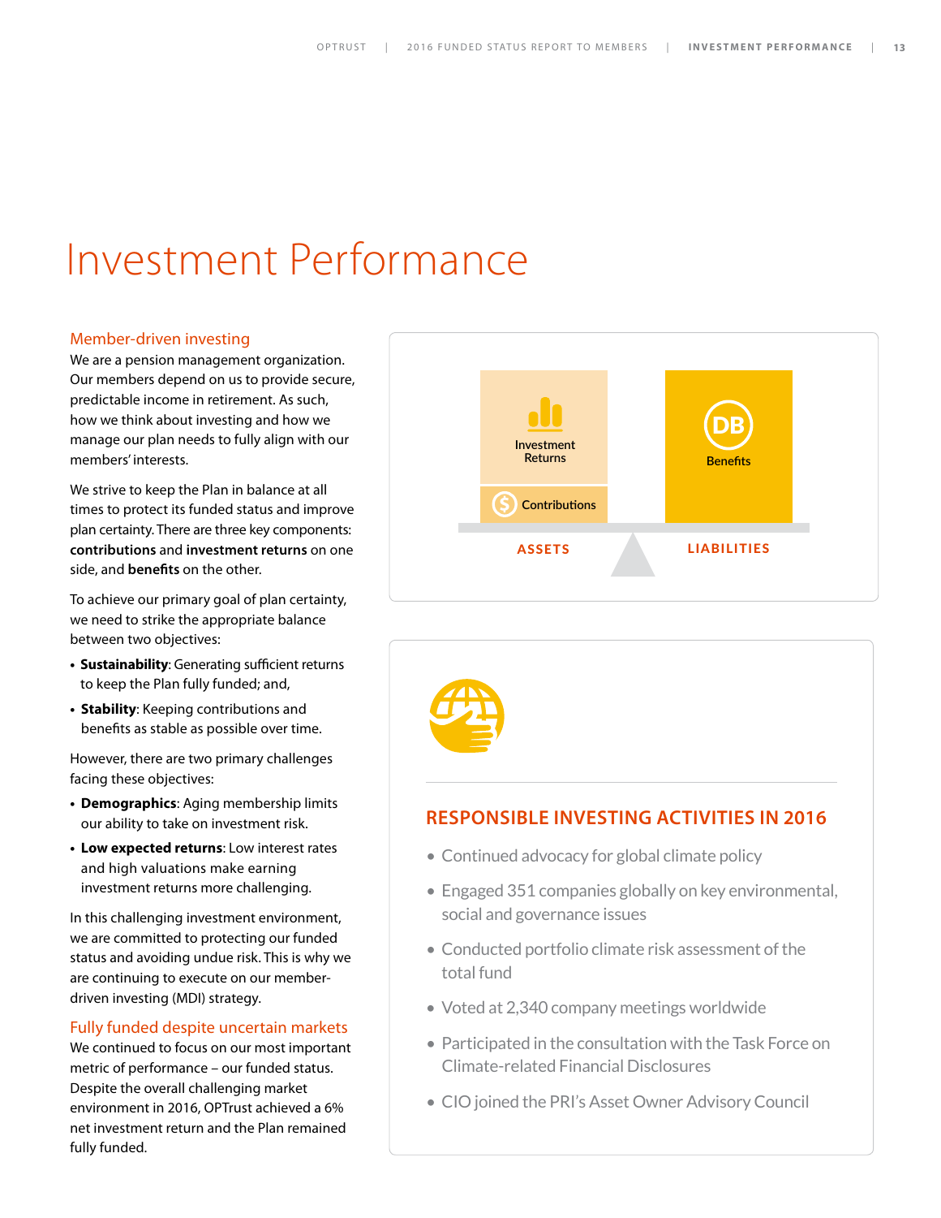# Investment Performance

## Member-driven investing

We are a pension management organization. Our members depend on us to provide secure, predictable income in retirement. As such, how we think about investing and how we manage our plan needs to fully align with our members' interests.

We strive to keep the Plan in balance at all times to protect its funded status and improve plan certainty. There are three key components: **contributions** and **investment returns** on one side, and **benefits** on the other.

To achieve our primary goal of plan certainty, we need to strike the appropriate balance between two objectives:

- **Sustainability**: Generating sufficient returns to keep the Plan fully funded; and,
- **Stability**: Keeping contributions and benefits as stable as possible over time.

However, there are two primary challenges facing these objectives:

- **Demographics**: Aging membership limits our ability to take on investment risk.
- **Low expected returns**: Low interest rates and high valuations make earning investment returns more challenging.

In this challenging investment environment, we are committed to protecting our funded status and avoiding undue risk. This is why we are continuing to execute on our member-driven investing (MDI) strategy.

## Fully funded despite uncertain markets

We continued to focus on our most important metric of performance – our funded status. Despite the overall challenging market environment in 2016, OPTrust achieved a 6% net investment return and the Plan remained fully funded.

Investment Returns

Contributions

ASSETS

DB

Benefits

LIABILITIES

## RESPONSIBLE INVESTING ACTIVITIES IN 2016

- Continued advocacy for global climate policy
- Engaged 351 companies globally on key environmental, social and governance issues
- Conducted portfolio climate risk assessment of the total fund
- Voted at 2,340 company meetings worldwide
- Participated in the consultation with the Task Force on Climate-related Financial Disclosures
- CIO joined the PRI's Asset Owner Advisory Council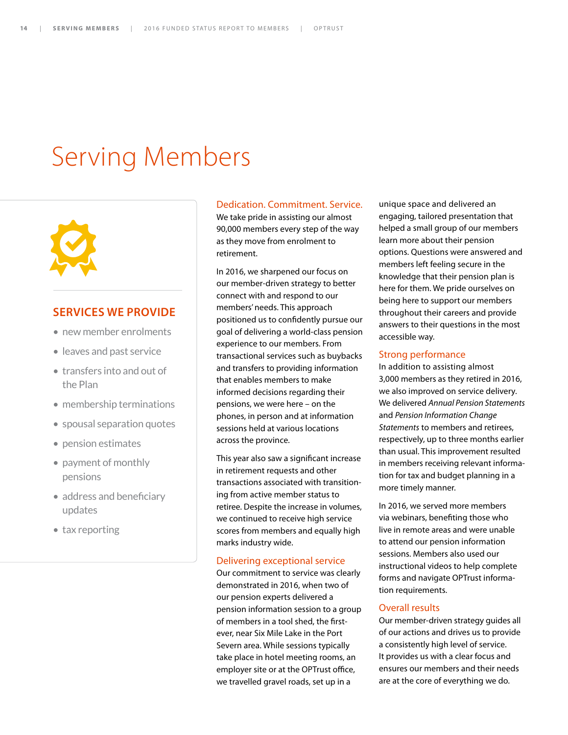# Serving Members

## SERVICES WE PROVIDE

- new member enrolments
- leaves and past service
- transfers into and out of the Plan
- membership terminations
- spousal separation quotes
- pension estimates
- payment of monthly pensions
- address and beneficiary updates
- tax reporting

### Dedication. Commitment. Service.

We take pride in assisting our almost 90,000 members every step of the way as they move from enrolment to retirement.

In 2016, we sharpened our focus on our member-driven strategy to better connect with and respond to our members' needs. This approach positioned us to confidently pursue our goal of delivering a world-class pension experience to our members. From transactional services such as buybacks and transfers to providing information that enables members to make informed decisions regarding their pensions, we were here – on the phones, in person and at information sessions held at various locations across the province.

This year also saw a significant increase in retirement requests and other transactions associated with transitioning from active member status to retiree. Despite the increase in volumes, we continued to receive high service scores from members and equally high marks industry wide.

### Delivering exceptional service

Our commitment to service was clearly demonstrated in 2016, when two of our pension experts delivered a pension information session to a group of members in a tool shed, the first-ever, near Six Mile Lake in the Port Severn area. While sessions typically take place in hotel meeting rooms, an employer site or at the OPTrust office, we travelled gravel roads, set up in a unique space and delivered an engaging, tailored presentation that helped a small group of our members learn more about their pension options. Questions were answered and members left feeling secure in the knowledge that their pension plan is here for them. We pride ourselves on being here to support our members throughout their careers and provide answers to their questions in the most accessible way.

### Strong performance

In addition to assisting almost 3,000 members as they retired in 2016, we also improved on service delivery. We delivered *Annual Pension Statements* and *Pension Information Change Statements* to members and retirees, respectively, up to three months earlier than usual. This improvement resulted in members receiving relevant information for tax and budget planning in a more timely manner.

In 2016, we served more members via webinars, benefiting those who live in remote areas and were unable to attend our pension information sessions. Members also used our instructional videos to help complete forms and navigate OPTrust information requirements.

### Overall results

Our member-driven strategy guides all of our actions and drives us to provide a consistently high level of service. It provides us with a clear focus and ensures our members and their needs are at the core of everything we do.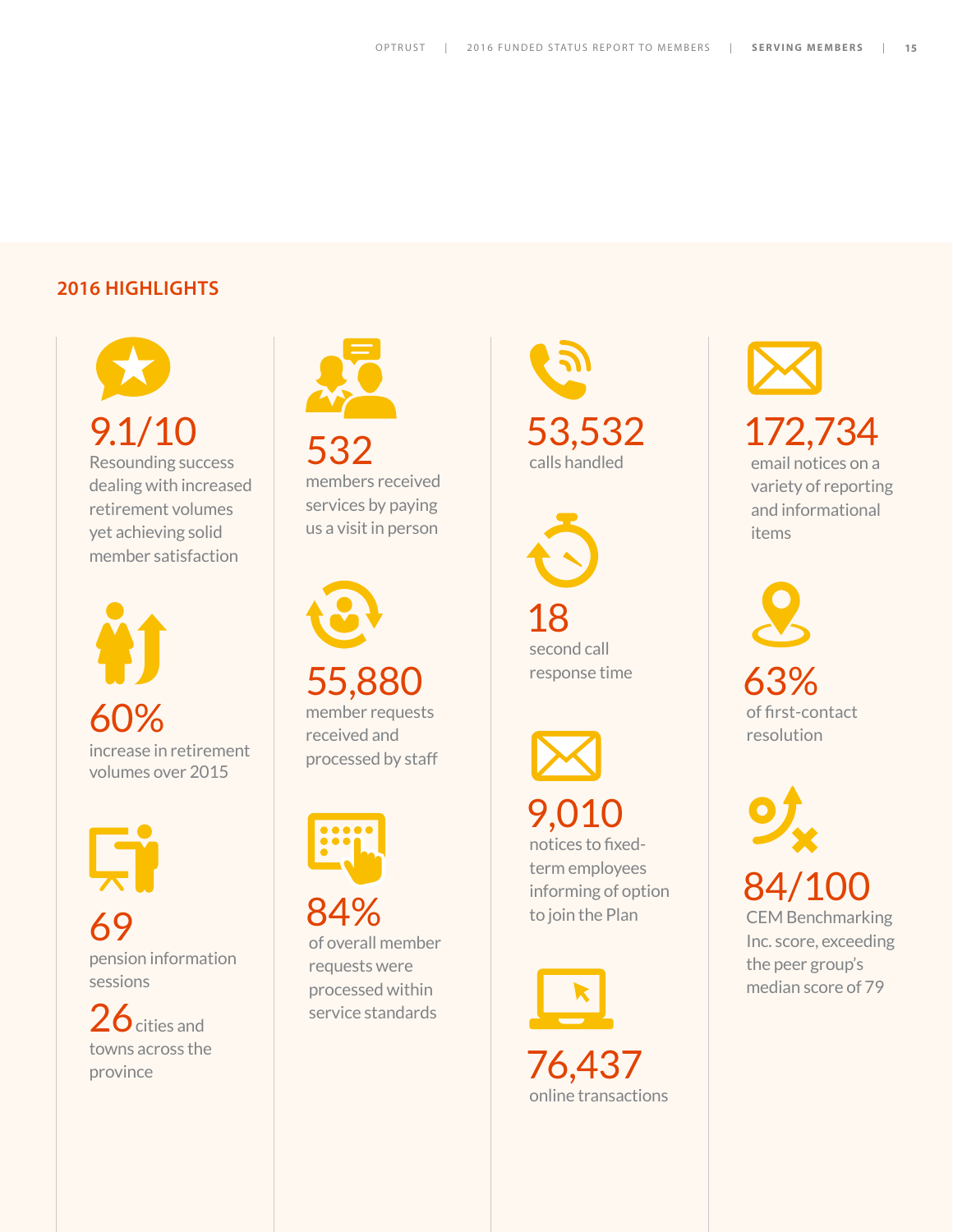## 2016 HIGHLIGHTS

**9.1/10**
Resounding success dealing with increased retirement volumes yet achieving solid member satisfaction

**60%**
increase in retirement volumes over 2015

**69**
pension information sessions

**26** cities and towns across the province

**532**
members received services by paying us a visit in person

**55,880**
member requests received and processed by staff

**84%**
of overall member requests were processed within service standards

**53,532**
calls handled

**18**
second call response time

**9,010**
notices to fixed-term employees informing of option to join the Plan

**76,437**
online transactions

**172,734**
email notices on a variety of reporting and informational items

**63%**
of first-contact resolution

**84/100**
CEM Benchmarking Inc. score, exceeding the peer group's median score of 79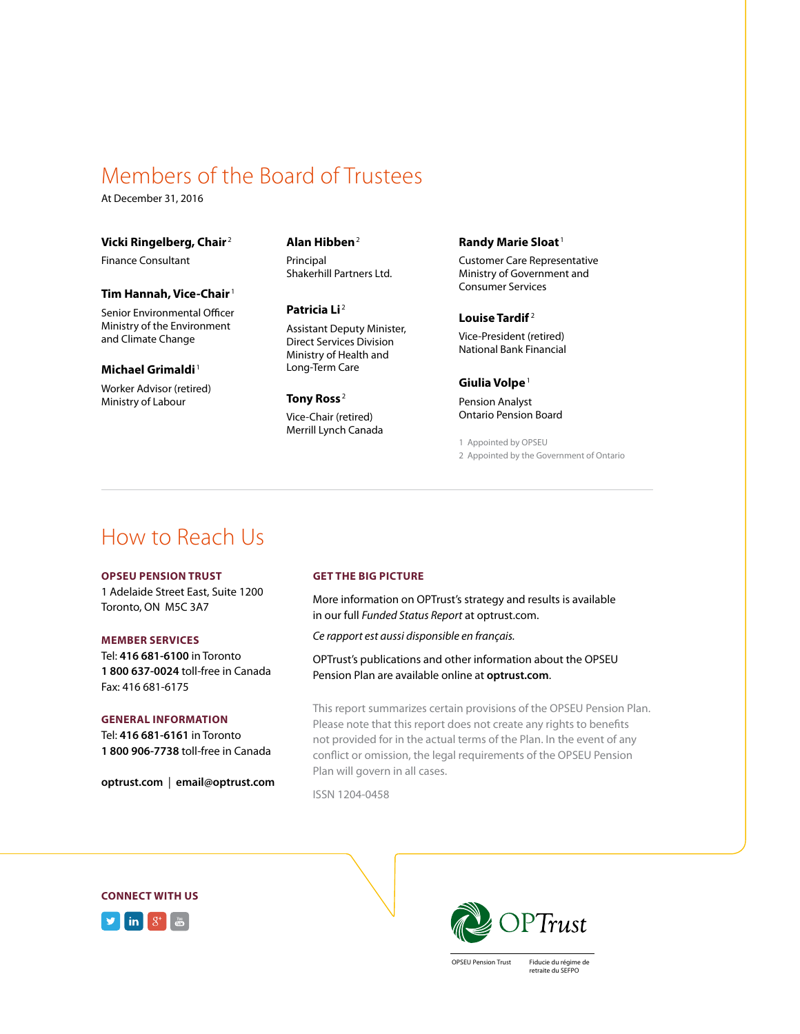# Members of the Board of Trustees

At December 31, 2016

**Vicki Ringelberg, Chair** [2]
Finance Consultant

**Tim Hannah, Vice-Chair** [1]
Senior Environmental Officer
Ministry of the Environment and Climate Change

**Michael Grimaldi** [1]
Worker Advisor (retired)
Ministry of Labour

**Alan Hibben** [2]
Principal
Shakerhill Partners Ltd.

**Patricia Li** [2]
Assistant Deputy Minister, Direct Services Division
Ministry of Health and Long-Term Care

**Tony Ross** [2]
Vice-Chair (retired)
Merrill Lynch Canada

**Randy Marie Sloat** [1]
Customer Care Representative
Ministry of Government and Consumer Services

**Louise Tardif** [2]
Vice-President (retired)
National Bank Financial

**Giulia Volpe** [1]
Pension Analyst
Ontario Pension Board

1 Appointed by OPSEU
2 Appointed by the Government of Ontario

# How to Reach Us

**OPSEU PENSION TRUST**
1 Adelaide Street East, Suite 1200
Toronto, ON M5C 3A7

**MEMBER SERVICES**
Tel: **416 681-6100** in Toronto
**1 800 637-0024** toll-free in Canada
Fax: 416 681-6175

**GENERAL INFORMATION**
Tel: **416 681-6161** in Toronto
**1 800 906-7738** toll-free in Canada

**optrust.com** | **email@optrust.com**

**GET THE BIG PICTURE**

More information on OPTrust's strategy and results is available in our full *Funded Status Report* at optrust.com.

*Ce rapport est aussi disponible en français.*

OPTrust's publications and other information about the OPSEU Pension Plan are available online at **optrust.com**.

This report summarizes certain provisions of the OPSEU Pension Plan. Please note that this report does not create any rights to benefits not provided for in the actual terms of the Plan. In the event of any conflict or omission, the legal requirements of the OPSEU Pension Plan will govern in all cases.

ISSN 1204-0458

**CONNECT WITH US**

OPTrust

OPSEU Pension Trust | Fiducie du régime de retraite du SEFPO